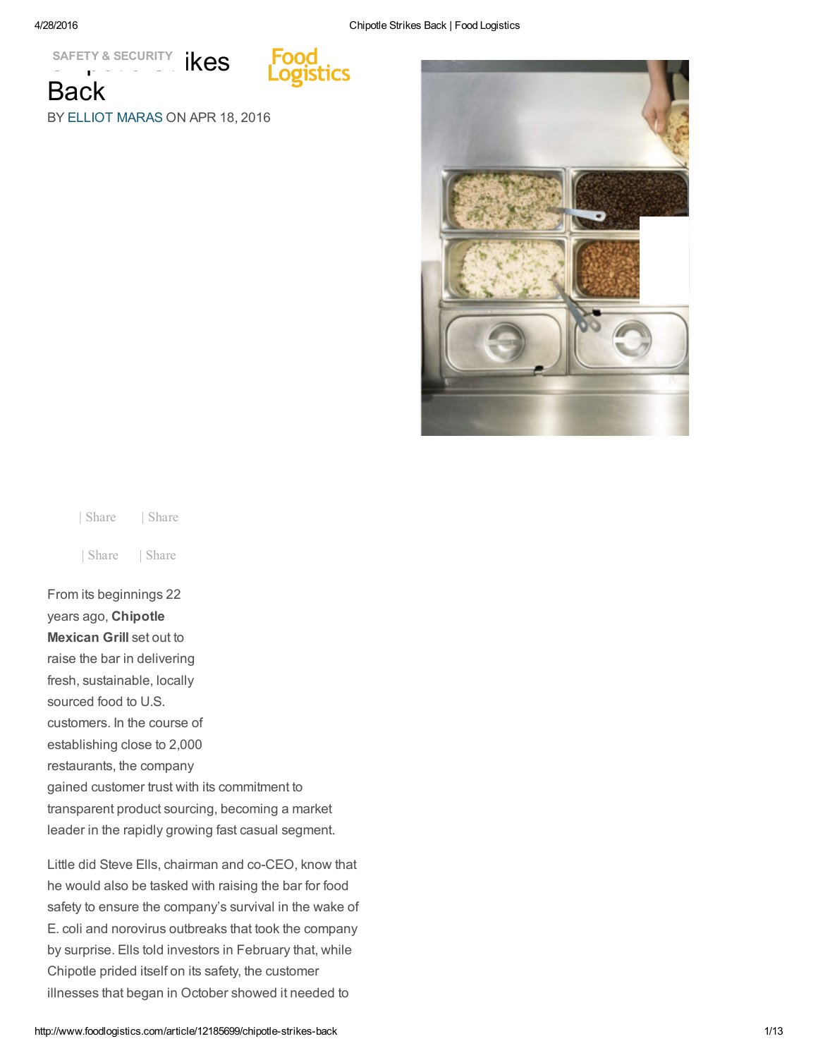SAFETY & SECURITY

# Chipotle Strikes Back

BY ELLIOT MARAS ON APR 18, 2016

| Share | Share

| Share | Share

From its beginnings 22 years ago, **Chipotle Mexican Grill** set out to raise the bar in delivering fresh, sustainable, locally sourced food to U.S. customers. In the course of establishing close to 2,000 restaurants, the company gained customer trust with its commitment to transparent product sourcing, becoming a market leader in the rapidly growing fast casual segment.

Little did Steve Ells, chairman and co-CEO, know that he would also be tasked with raising the bar for food safety to ensure the company's survival in the wake of E. coli and norovirus outbreaks that took the company by surprise. Ells told investors in February that, while Chipotle prided itself on its safety, the customer illnesses that began in October showed it needed to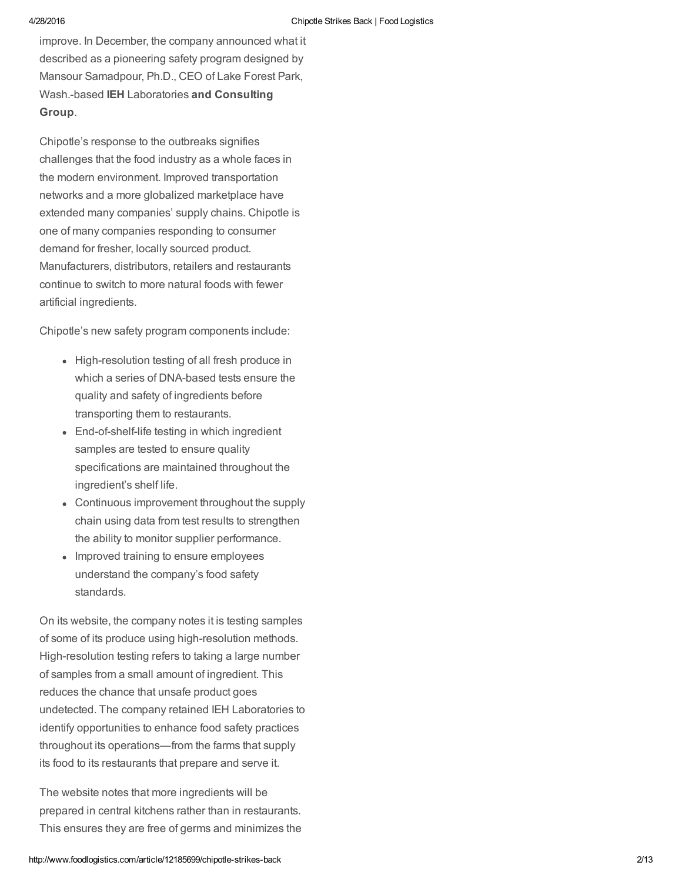improve. In December, the company announced what it described as a pioneering safety program designed by Mansour Samadpour, Ph.D., CEO of Lake Forest Park, Wash.-based **IEH** Laboratories **and Consulting Group**.

Chipotle's response to the outbreaks signifies challenges that the food industry as a whole faces in the modern environment. Improved transportation networks and a more globalized marketplace have extended many companies' supply chains. Chipotle is one of many companies responding to consumer demand for fresher, locally sourced product. Manufacturers, distributors, retailers and restaurants continue to switch to more natural foods with fewer artificial ingredients.

Chipotle's new safety program components include:

- High-resolution testing of all fresh produce in which a series of DNA-based tests ensure the quality and safety of ingredients before transporting them to restaurants.
- End-of-shelf-life testing in which ingredient samples are tested to ensure quality specifications are maintained throughout the ingredient's shelf life.
- Continuous improvement throughout the supply chain using data from test results to strengthen the ability to monitor supplier performance.
- Improved training to ensure employees understand the company's food safety standards.

On its website, the company notes it is testing samples of some of its produce using high-resolution methods. High-resolution testing refers to taking a large number of samples from a small amount of ingredient. This reduces the chance that unsafe product goes undetected. The company retained IEH Laboratories to identify opportunities to enhance food safety practices throughout its operations—from the farms that supply its food to its restaurants that prepare and serve it.

The website notes that more ingredients will be prepared in central kitchens rather than in restaurants. This ensures they are free of germs and minimizes the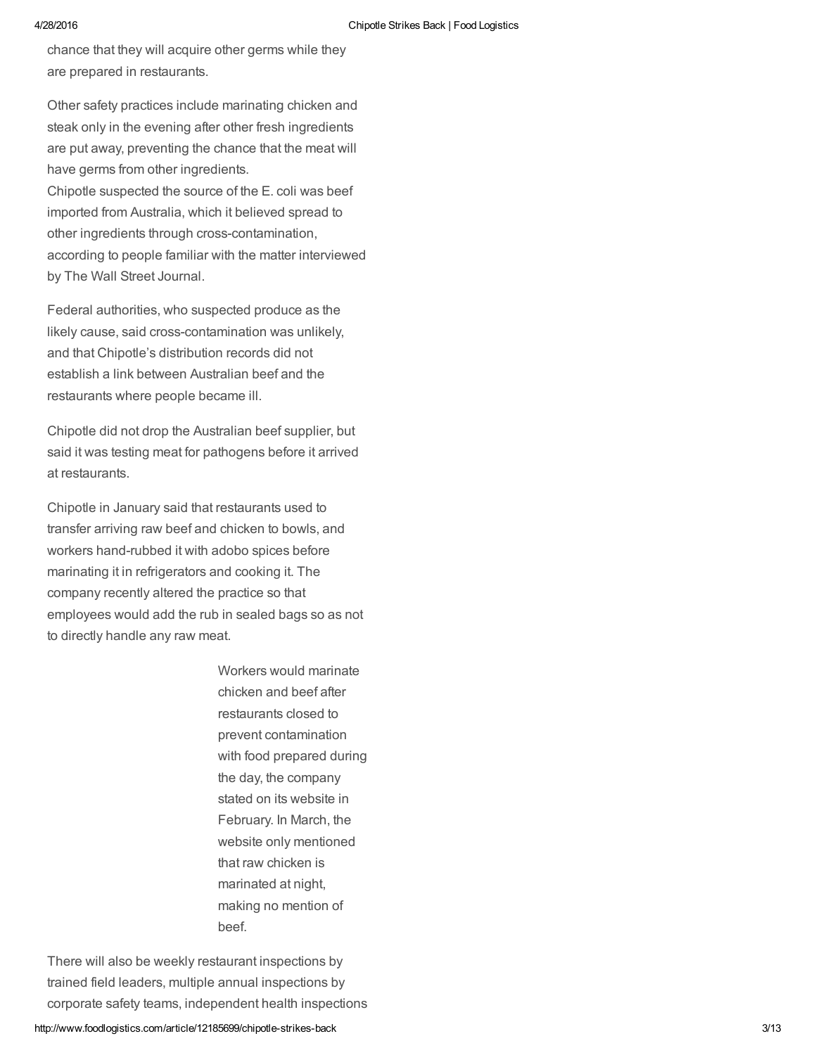chance that they will acquire other germs while they are prepared in restaurants.

Other safety practices include marinating chicken and steak only in the evening after other fresh ingredients are put away, preventing the chance that the meat will have germs from other ingredients.
Chipotle suspected the source of the E. coli was beef imported from Australia, which it believed spread to other ingredients through cross-contamination, according to people familiar with the matter interviewed by The Wall Street Journal.

Federal authorities, who suspected produce as the likely cause, said cross-contamination was unlikely, and that Chipotle's distribution records did not establish a link between Australian beef and the restaurants where people became ill.

Chipotle did not drop the Australian beef supplier, but said it was testing meat for pathogens before it arrived at restaurants.

Chipotle in January said that restaurants used to transfer arriving raw beef and chicken to bowls, and workers hand-rubbed it with adobo spices before marinating it in refrigerators and cooking it. The company recently altered the practice so that employees would add the rub in sealed bags so as not to directly handle any raw meat.

Workers would marinate chicken and beef after restaurants closed to prevent contamination with food prepared during the day, the company stated on its website in February. In March, the website only mentioned that raw chicken is marinated at night, making no mention of beef.

There will also be weekly restaurant inspections by trained field leaders, multiple annual inspections by corporate safety teams, independent health inspections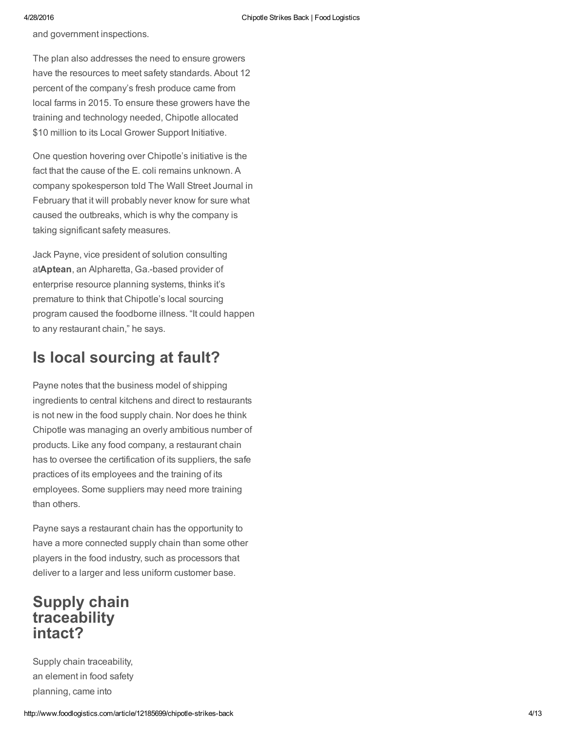and government inspections.

The plan also addresses the need to ensure growers have the resources to meet safety standards. About 12 percent of the company's fresh produce came from local farms in 2015. To ensure these growers have the training and technology needed, Chipotle allocated $10 million to its Local Grower Support Initiative.

One question hovering over Chipotle's initiative is the fact that the cause of the E. coli remains unknown. A company spokesperson told The Wall Street Journal in February that it will probably never know for sure what caused the outbreaks, which is why the company is taking significant safety measures.

Jack Payne, vice president of solution consulting at**Aptean**, an Alpharetta, Ga.-based provider of enterprise resource planning systems, thinks it's premature to think that Chipotle's local sourcing program caused the foodborne illness. "It could happen to any restaurant chain," he says.

## Is local sourcing at fault?

Payne notes that the business model of shipping ingredients to central kitchens and direct to restaurants is not new in the food supply chain. Nor does he think Chipotle was managing an overly ambitious number of products. Like any food company, a restaurant chain has to oversee the certification of its suppliers, the safe practices of its employees and the training of its employees. Some suppliers may need more training than others.

Payne says a restaurant chain has the opportunity to have a more connected supply chain than some other players in the food industry, such as processors that deliver to a larger and less uniform customer base.

## Supply chain traceability intact?

Supply chain traceability, an element in food safety planning, came into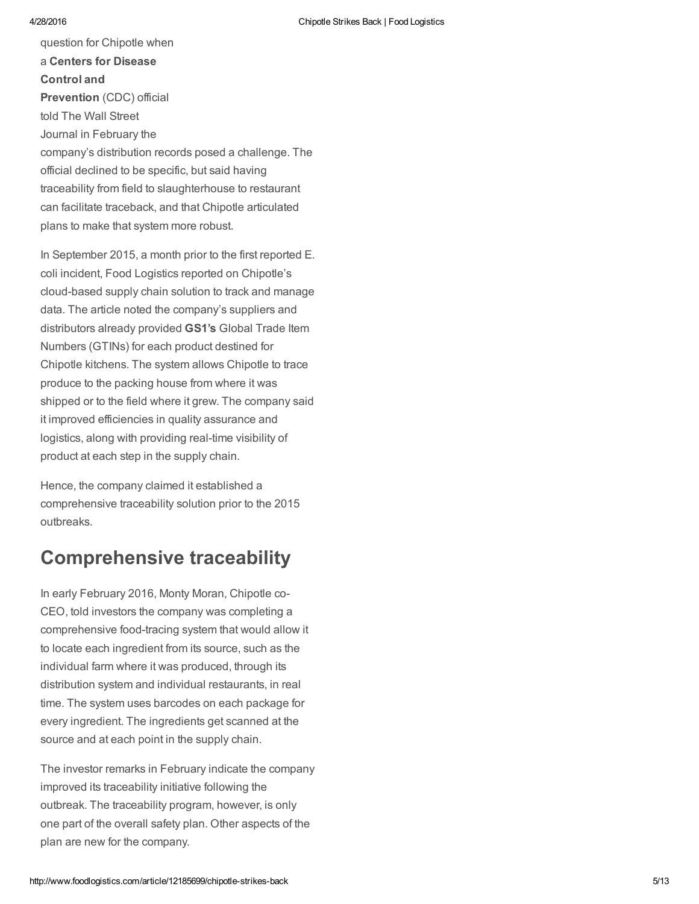question for Chipotle when a **Centers for Disease Control and Prevention** (CDC) official told The Wall Street Journal in February the company's distribution records posed a challenge. The official declined to be specific, but said having traceability from field to slaughterhouse to restaurant can facilitate traceback, and that Chipotle articulated plans to make that system more robust.

In September 2015, a month prior to the first reported E. coli incident, Food Logistics reported on Chipotle's cloud-based supply chain solution to track and manage data. The article noted the company's suppliers and distributors already provided **GS1's** Global Trade Item Numbers (GTINs) for each product destined for Chipotle kitchens. The system allows Chipotle to trace produce to the packing house from where it was shipped or to the field where it grew. The company said it improved efficiencies in quality assurance and logistics, along with providing real-time visibility of product at each step in the supply chain.

Hence, the company claimed it established a comprehensive traceability solution prior to the 2015 outbreaks.

## Comprehensive traceability

In early February 2016, Monty Moran, Chipotle co-CEO, told investors the company was completing a comprehensive food-tracing system that would allow it to locate each ingredient from its source, such as the individual farm where it was produced, through its distribution system and individual restaurants, in real time. The system uses barcodes on each package for every ingredient. The ingredients get scanned at the source and at each point in the supply chain.

The investor remarks in February indicate the company improved its traceability initiative following the outbreak. The traceability program, however, is only one part of the overall safety plan. Other aspects of the plan are new for the company.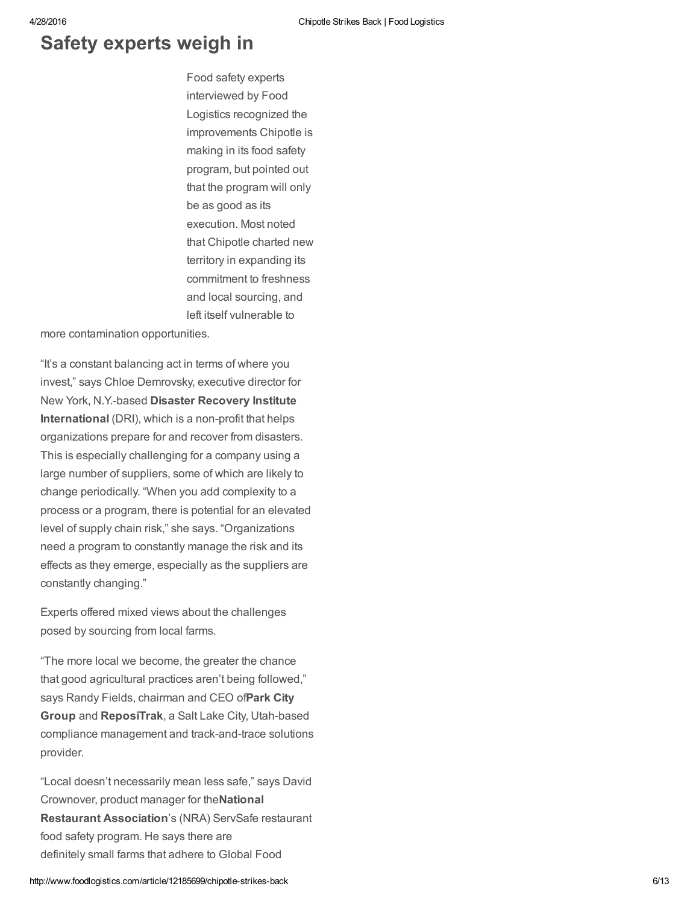## Safety experts weigh in

Food safety experts interviewed by Food Logistics recognized the improvements Chipotle is making in its food safety program, but pointed out that the program will only be as good as its execution. Most noted that Chipotle charted new territory in expanding its commitment to freshness and local sourcing, and left itself vulnerable to more contamination opportunities.

"It's a constant balancing act in terms of where you invest," says Chloe Demrovsky, executive director for New York, N.Y.-based **Disaster Recovery Institute International** (DRI), which is a non-profit that helps organizations prepare for and recover from disasters. This is especially challenging for a company using a large number of suppliers, some of which are likely to change periodically. "When you add complexity to a process or a program, there is potential for an elevated level of supply chain risk," she says. "Organizations need a program to constantly manage the risk and its effects as they emerge, especially as the suppliers are constantly changing."

Experts offered mixed views about the challenges posed by sourcing from local farms.

"The more local we become, the greater the chance that good agricultural practices aren't being followed," says Randy Fields, chairman and CEO of **Park City Group** and **ReposiTrak**, a Salt Lake City, Utah-based compliance management and track-and-trace solutions provider.

"Local doesn't necessarily mean less safe," says David Crownover, product manager for the **National Restaurant Association**'s (NRA) ServSafe restaurant food safety program. He says there are definitely small farms that adhere to Global Food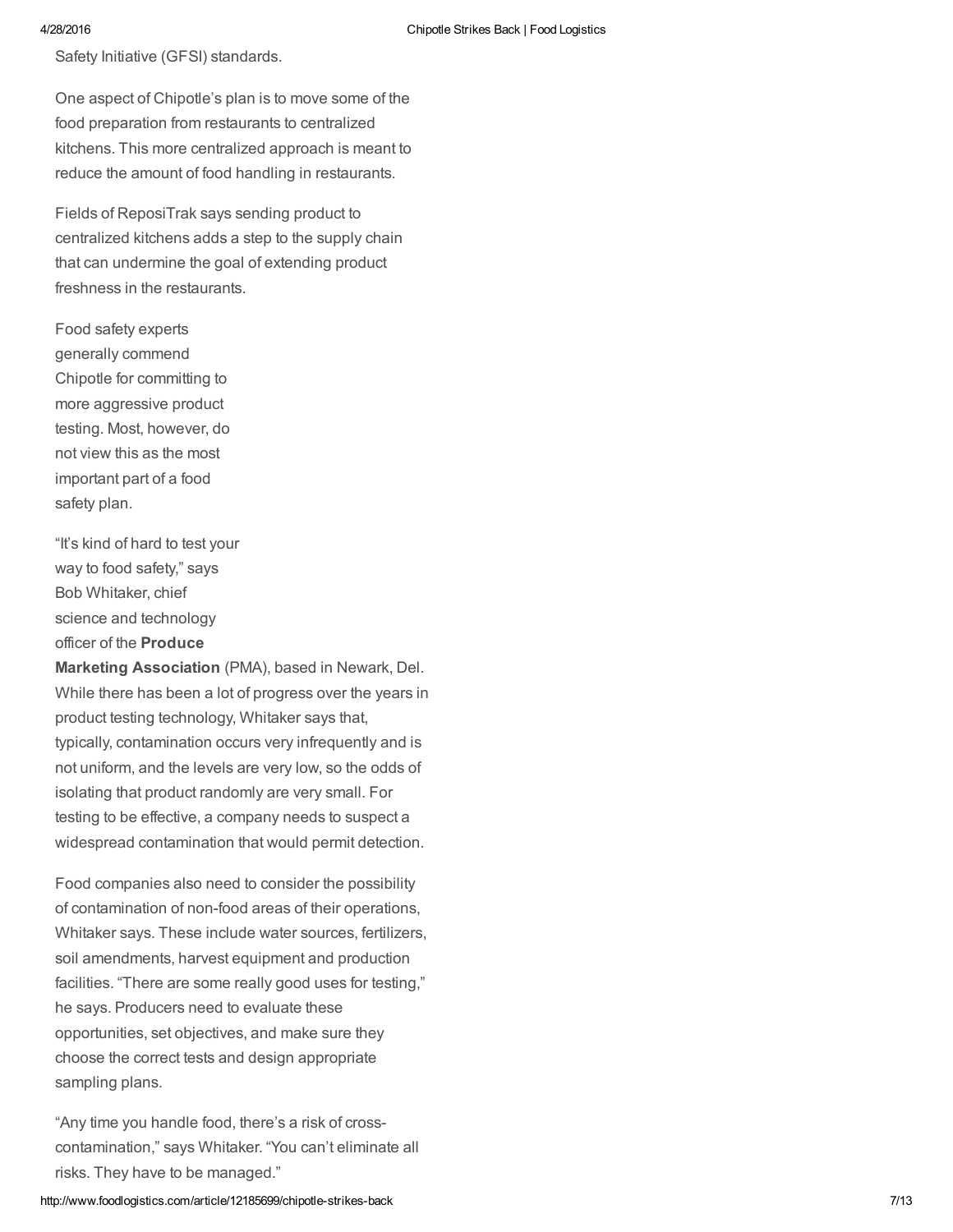Safety Initiative (GFSI) standards.

One aspect of Chipotle's plan is to move some of the food preparation from restaurants to centralized kitchens. This more centralized approach is meant to reduce the amount of food handling in restaurants.

Fields of ReposiTrak says sending product to centralized kitchens adds a step to the supply chain that can undermine the goal of extending product freshness in the restaurants.

Food safety experts generally commend Chipotle for committing to more aggressive product testing. Most, however, do not view this as the most important part of a food safety plan.

"It's kind of hard to test your way to food safety," says Bob Whitaker, chief science and technology officer of the **Produce Marketing Association** (PMA), based in Newark, Del. While there has been a lot of progress over the years in product testing technology, Whitaker says that, typically, contamination occurs very infrequently and is not uniform, and the levels are very low, so the odds of isolating that product randomly are very small. For testing to be effective, a company needs to suspect a widespread contamination that would permit detection.

Food companies also need to consider the possibility of contamination of non-food areas of their operations, Whitaker says. These include water sources, fertilizers, soil amendments, harvest equipment and production facilities. "There are some really good uses for testing," he says. Producers need to evaluate these opportunities, set objectives, and make sure they choose the correct tests and design appropriate sampling plans.

"Any time you handle food, there's a risk of cross-contamination," says Whitaker. "You can't eliminate all risks. They have to be managed."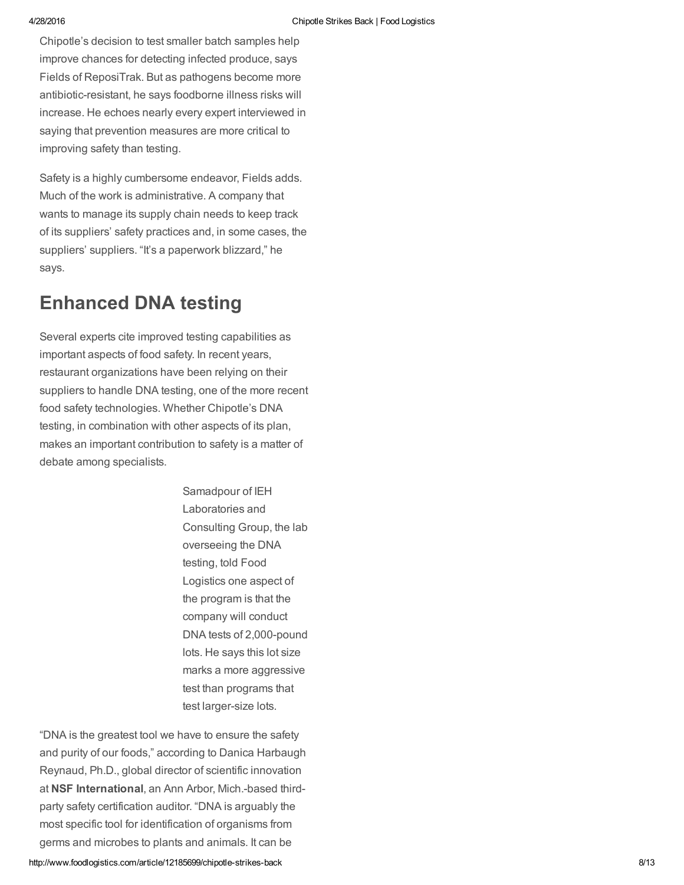Chipotle's decision to test smaller batch samples help improve chances for detecting infected produce, says Fields of ReposiTrak. But as pathogens become more antibiotic-resistant, he says foodborne illness risks will increase. He echoes nearly every expert interviewed in saying that prevention measures are more critical to improving safety than testing.

Safety is a highly cumbersome endeavor, Fields adds. Much of the work is administrative. A company that wants to manage its supply chain needs to keep track of its suppliers' safety practices and, in some cases, the suppliers' suppliers. "It's a paperwork blizzard," he says.

## Enhanced DNA testing

Several experts cite improved testing capabilities as important aspects of food safety. In recent years, restaurant organizations have been relying on their suppliers to handle DNA testing, one of the more recent food safety technologies. Whether Chipotle's DNA testing, in combination with other aspects of its plan, makes an important contribution to safety is a matter of debate among specialists.

Samadpour of IEH Laboratories and Consulting Group, the lab overseeing the DNA testing, told Food Logistics one aspect of the program is that the company will conduct DNA tests of 2,000-pound lots. He says this lot size marks a more aggressive test than programs that test larger-size lots.

"DNA is the greatest tool we have to ensure the safety and purity of our foods," according to Danica Harbaugh Reynaud, Ph.D., global director of scientific innovation at **NSF International**, an Ann Arbor, Mich.-based third-party safety certification auditor. "DNA is arguably the most specific tool for identification of organisms from germs and microbes to plants and animals. It can be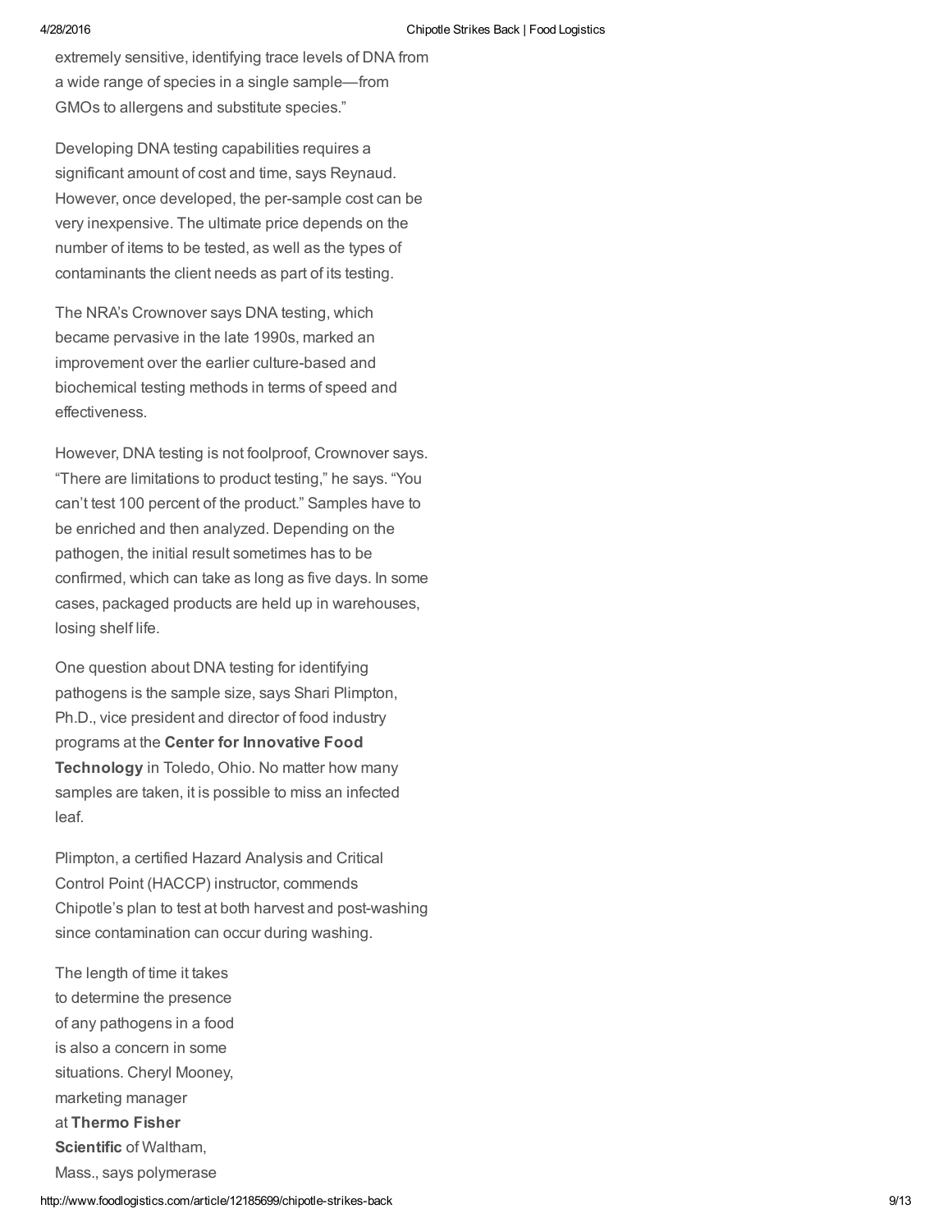extremely sensitive, identifying trace levels of DNA from a wide range of species in a single sample—from GMOs to allergens and substitute species."

Developing DNA testing capabilities requires a significant amount of cost and time, says Reynaud. However, once developed, the per-sample cost can be very inexpensive. The ultimate price depends on the number of items to be tested, as well as the types of contaminants the client needs as part of its testing.

The NRA's Crownover says DNA testing, which became pervasive in the late 1990s, marked an improvement over the earlier culture-based and biochemical testing methods in terms of speed and effectiveness.

However, DNA testing is not foolproof, Crownover says. "There are limitations to product testing," he says. "You can't test 100 percent of the product." Samples have to be enriched and then analyzed. Depending on the pathogen, the initial result sometimes has to be confirmed, which can take as long as five days. In some cases, packaged products are held up in warehouses, losing shelf life.

One question about DNA testing for identifying pathogens is the sample size, says Shari Plimpton, Ph.D., vice president and director of food industry programs at the **Center for Innovative Food Technology** in Toledo, Ohio. No matter how many samples are taken, it is possible to miss an infected leaf.

Plimpton, a certified Hazard Analysis and Critical Control Point (HACCP) instructor, commends Chipotle's plan to test at both harvest and post-washing since contamination can occur during washing.

The length of time it takes to determine the presence of any pathogens in a food is also a concern in some situations. Cheryl Mooney, marketing manager at **Thermo Fisher Scientific** of Waltham, Mass., says polymerase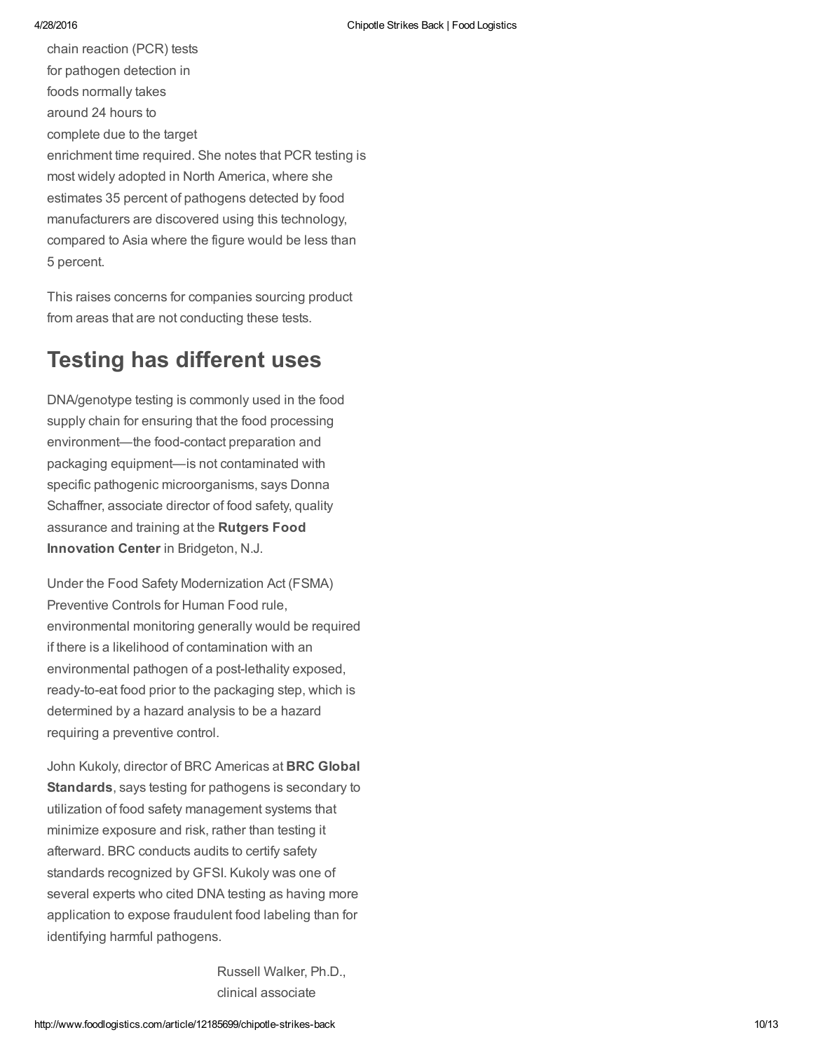chain reaction (PCR) tests for pathogen detection in foods normally takes around 24 hours to complete due to the target enrichment time required. She notes that PCR testing is most widely adopted in North America, where she estimates 35 percent of pathogens detected by food manufacturers are discovered using this technology, compared to Asia where the figure would be less than 5 percent.

This raises concerns for companies sourcing product from areas that are not conducting these tests.

## Testing has different uses

DNA/genotype testing is commonly used in the food supply chain for ensuring that the food processing environment—the food-contact preparation and packaging equipment—is not contaminated with specific pathogenic microorganisms, says Donna Schaffner, associate director of food safety, quality assurance and training at the **Rutgers Food Innovation Center** in Bridgeton, N.J.

Under the Food Safety Modernization Act (FSMA) Preventive Controls for Human Food rule, environmental monitoring generally would be required if there is a likelihood of contamination with an environmental pathogen of a post-lethality exposed, ready-to-eat food prior to the packaging step, which is determined by a hazard analysis to be a hazard requiring a preventive control.

John Kukoly, director of BRC Americas at **BRC Global Standards**, says testing for pathogens is secondary to utilization of food safety management systems that minimize exposure and risk, rather than testing it afterward. BRC conducts audits to certify safety standards recognized by GFSI. Kukoly was one of several experts who cited DNA testing as having more application to expose fraudulent food labeling than for identifying harmful pathogens.

Russell Walker, Ph.D., clinical associate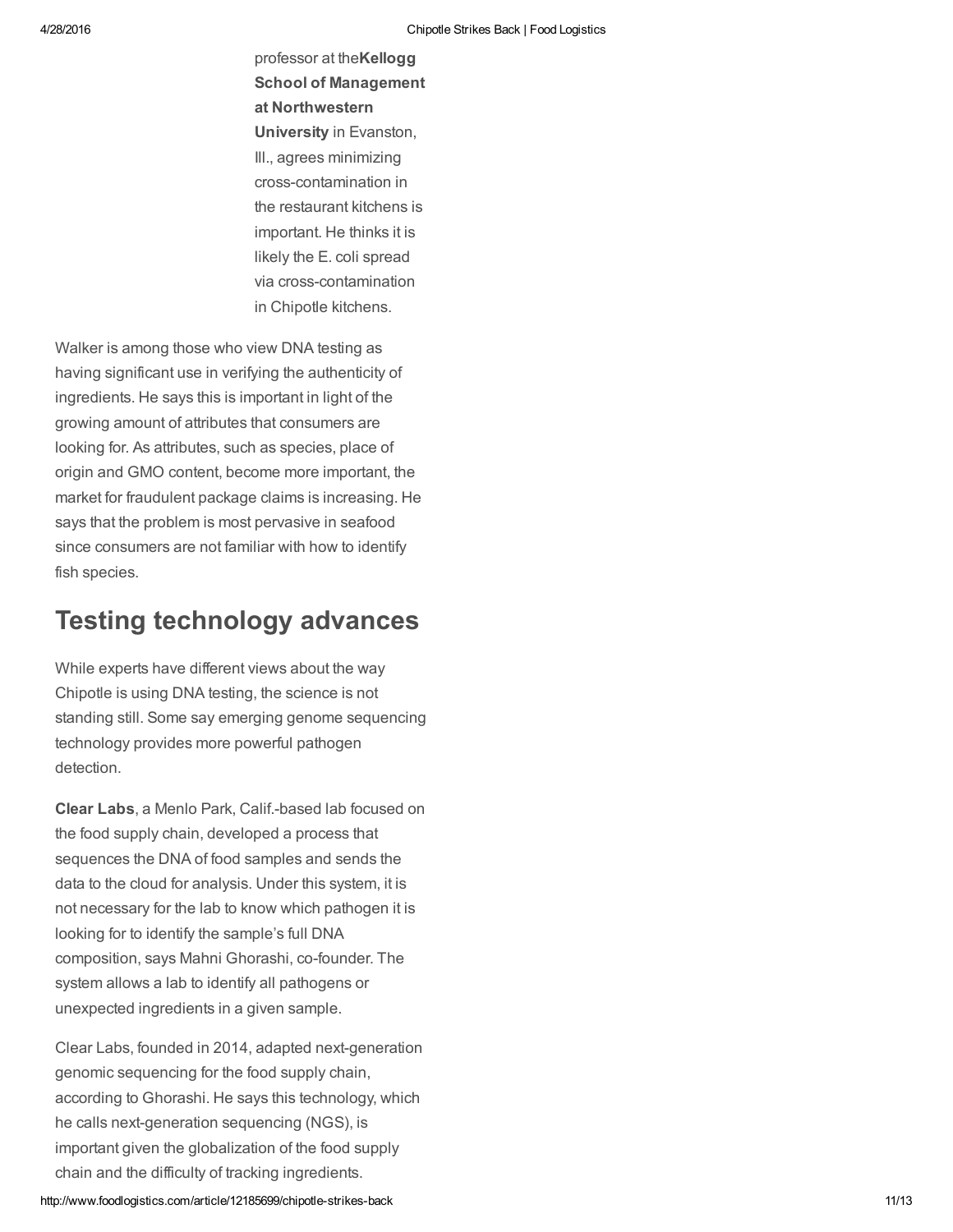professor at the**Kellogg School of Management at Northwestern University** in Evanston, Ill., agrees minimizing cross-contamination in the restaurant kitchens is important. He thinks it is likely the E. coli spread via cross-contamination in Chipotle kitchens.

Walker is among those who view DNA testing as having significant use in verifying the authenticity of ingredients. He says this is important in light of the growing amount of attributes that consumers are looking for. As attributes, such as species, place of origin and GMO content, become more important, the market for fraudulent package claims is increasing. He says that the problem is most pervasive in seafood since consumers are not familiar with how to identify fish species.

## Testing technology advances

While experts have different views about the way Chipotle is using DNA testing, the science is not standing still. Some say emerging genome sequencing technology provides more powerful pathogen detection.

**Clear Labs**, a Menlo Park, Calif.-based lab focused on the food supply chain, developed a process that sequences the DNA of food samples and sends the data to the cloud for analysis. Under this system, it is not necessary for the lab to know which pathogen it is looking for to identify the sample's full DNA composition, says Mahni Ghorashi, co-founder. The system allows a lab to identify all pathogens or unexpected ingredients in a given sample.

Clear Labs, founded in 2014, adapted next-generation genomic sequencing for the food supply chain, according to Ghorashi. He says this technology, which he calls next-generation sequencing (NGS), is important given the globalization of the food supply chain and the difficulty of tracking ingredients.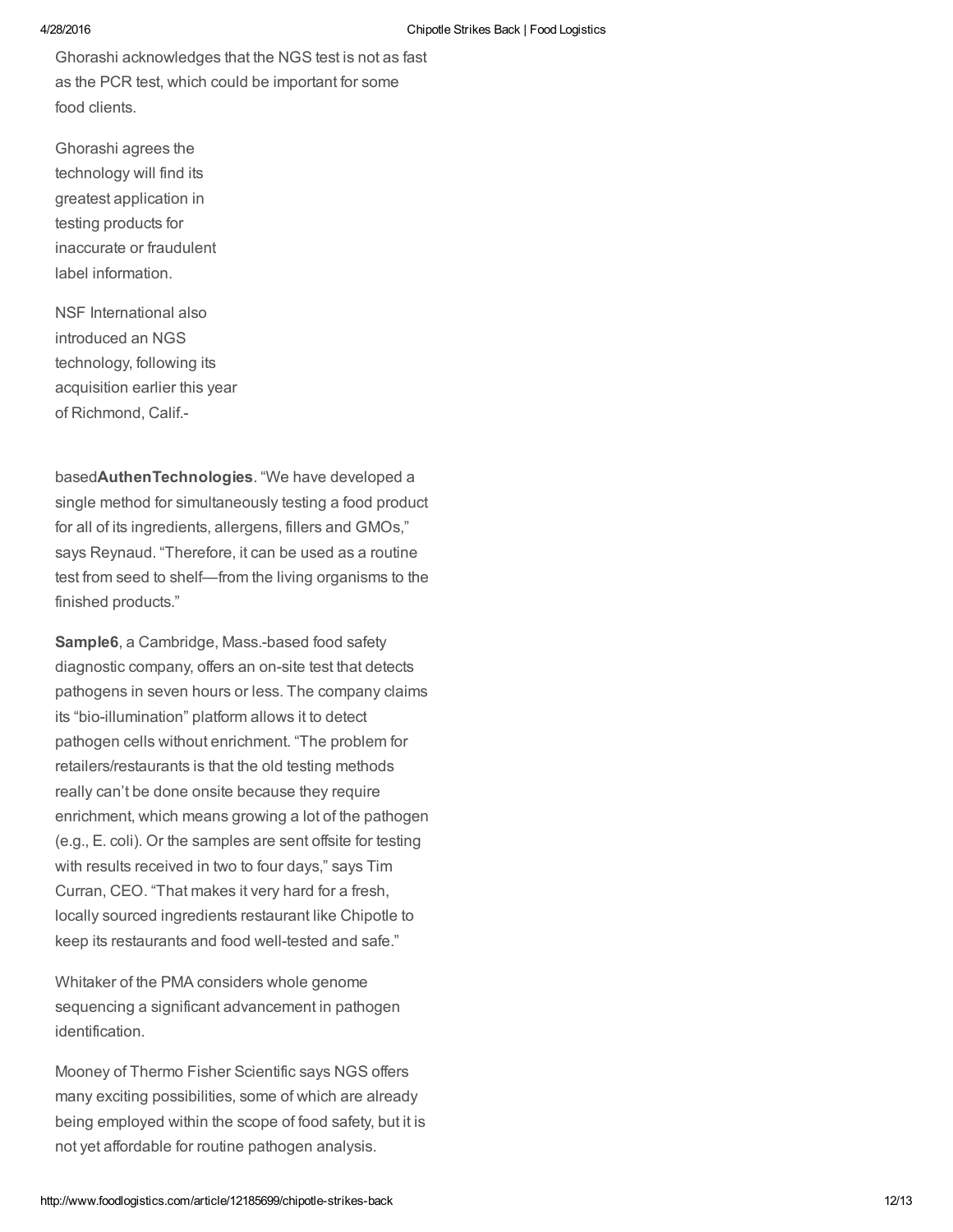Ghorashi acknowledges that the NGS test is not as fast as the PCR test, which could be important for some food clients.

Ghorashi agrees the technology will find its greatest application in testing products for inaccurate or fraudulent label information.

NSF International also introduced an NGS technology, following its acquisition earlier this year of Richmond, Calif.-basedAuthenTechnologies. "We have developed a single method for simultaneously testing a food product for all of its ingredients, allergens, fillers and GMOs," says Reynaud. "Therefore, it can be used as a routine test from seed to shelf—from the living organisms to the finished products."

**Sample6**, a Cambridge, Mass.-based food safety diagnostic company, offers an on-site test that detects pathogens in seven hours or less. The company claims its "bio-illumination" platform allows it to detect pathogen cells without enrichment. "The problem for retailers/restaurants is that the old testing methods really can't be done onsite because they require enrichment, which means growing a lot of the pathogen (e.g., E. coli). Or the samples are sent offsite for testing with results received in two to four days," says Tim Curran, CEO. "That makes it very hard for a fresh, locally sourced ingredients restaurant like Chipotle to keep its restaurants and food well-tested and safe."

Whitaker of the PMA considers whole genome sequencing a significant advancement in pathogen identification.

Mooney of Thermo Fisher Scientific says NGS offers many exciting possibilities, some of which are already being employed within the scope of food safety, but it is not yet affordable for routine pathogen analysis.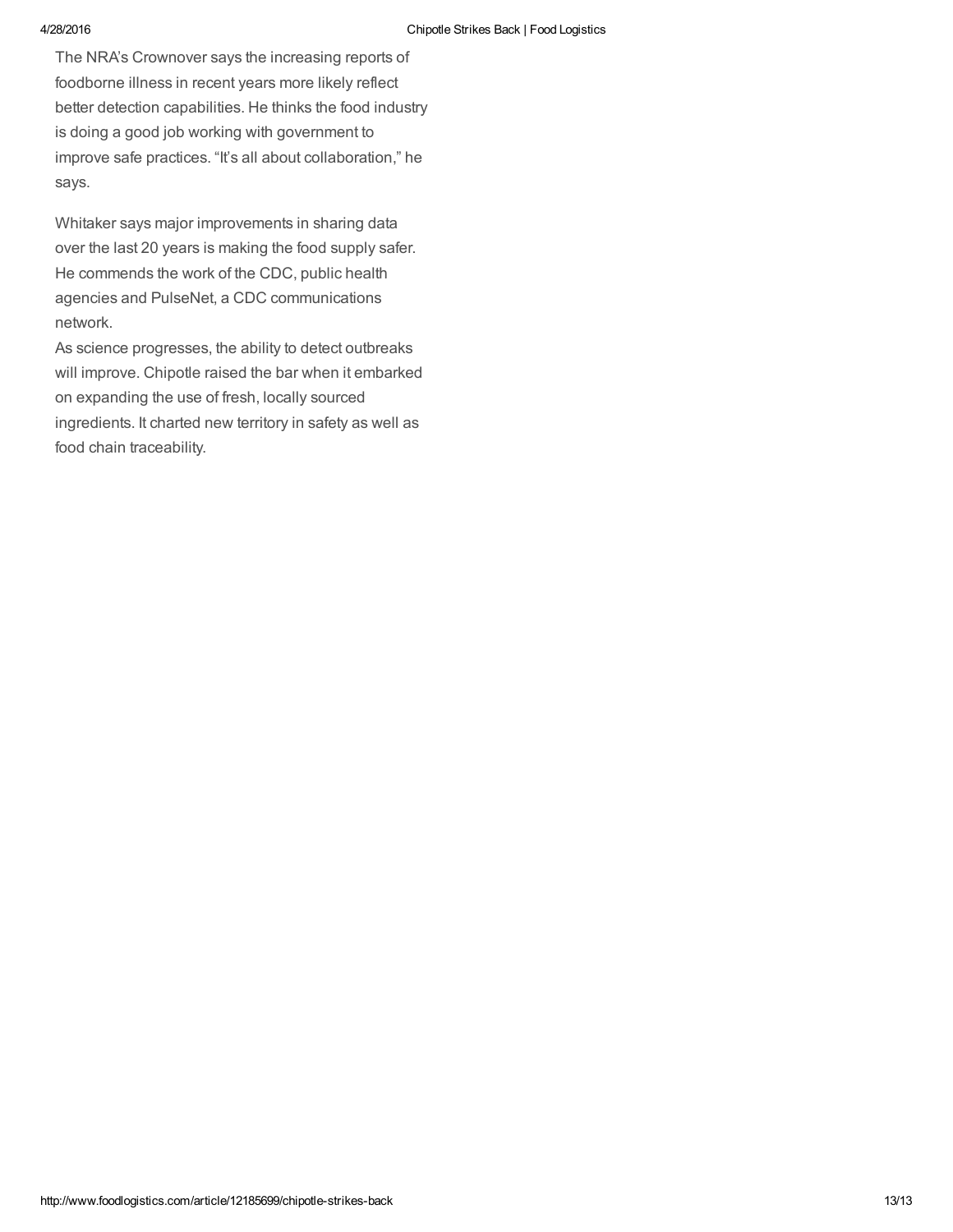The NRA's Crownover says the increasing reports of foodborne illness in recent years more likely reflect better detection capabilities. He thinks the food industry is doing a good job working with government to improve safe practices. "It's all about collaboration," he says.

Whitaker says major improvements in sharing data over the last 20 years is making the food supply safer. He commends the work of the CDC, public health agencies and PulseNet, a CDC communications network.

As science progresses, the ability to detect outbreaks will improve. Chipotle raised the bar when it embarked on expanding the use of fresh, locally sourced ingredients. It charted new territory in safety as well as food chain traceability.